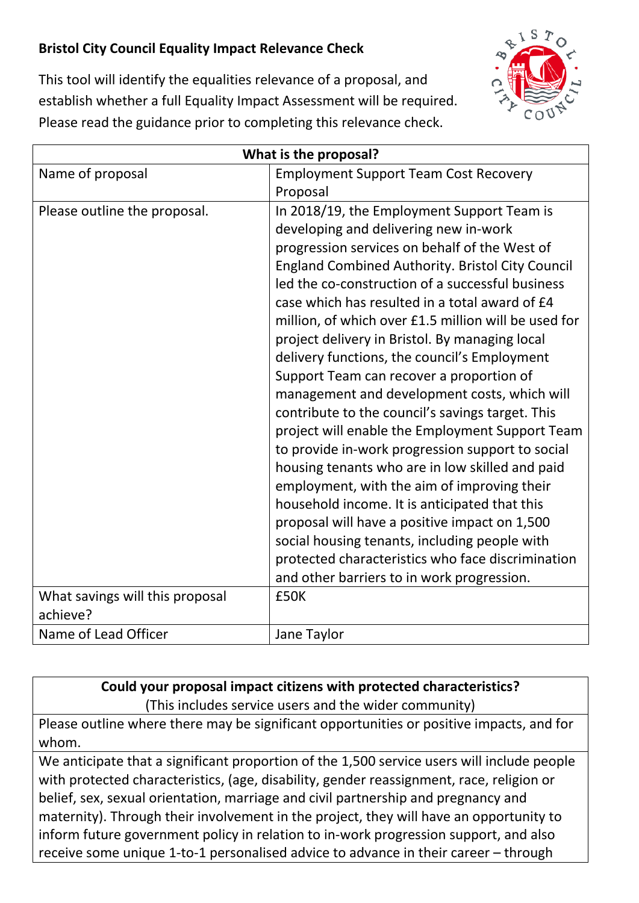**Bristol City Council Equality Impact Relevance Check**

This tool will identify the equalities relevance of a proposal, and establish whether a full Equality Impact Assessment will be required. Please read the guidance prior to completing this relevance check.

| What is the proposal? | |
|---|---|
| Name of proposal | Employment Support Team Cost Recovery Proposal |
| Please outline the proposal. | In 2018/19, the Employment Support Team is developing and delivering new in-work progression services on behalf of the West of England Combined Authority. Bristol City Council led the co-construction of a successful business case which has resulted in a total award of £4 million, of which over £1.5 million will be used for project delivery in Bristol. By managing local delivery functions, the council's Employment Support Team can recover a proportion of management and development costs, which will contribute to the council's savings target. This project will enable the Employment Support Team to provide in-work progression support to social housing tenants who are in low skilled and paid employment, with the aim of improving their household income. It is anticipated that this proposal will have a positive impact on 1,500 social housing tenants, including people with protected characteristics who face discrimination and other barriers to in work progression. |
| What savings will this proposal achieve? | £50K |
| Name of Lead Officer | Jane Taylor |

| **Could your proposal impact citizens with protected characteristics?** (This includes service users and the wider community) |
|---|
| Please outline where there may be significant opportunities or positive impacts, and for whom. |
| We anticipate that a significant proportion of the 1,500 service users will include people with protected characteristics, (age, disability, gender reassignment, race, religion or belief, sex, sexual orientation, marriage and civil partnership and pregnancy and maternity). Through their involvement in the project, they will have an opportunity to inform future government policy in relation to in-work progression support, and also receive some unique 1-to-1 personalised advice to advance in their career – through |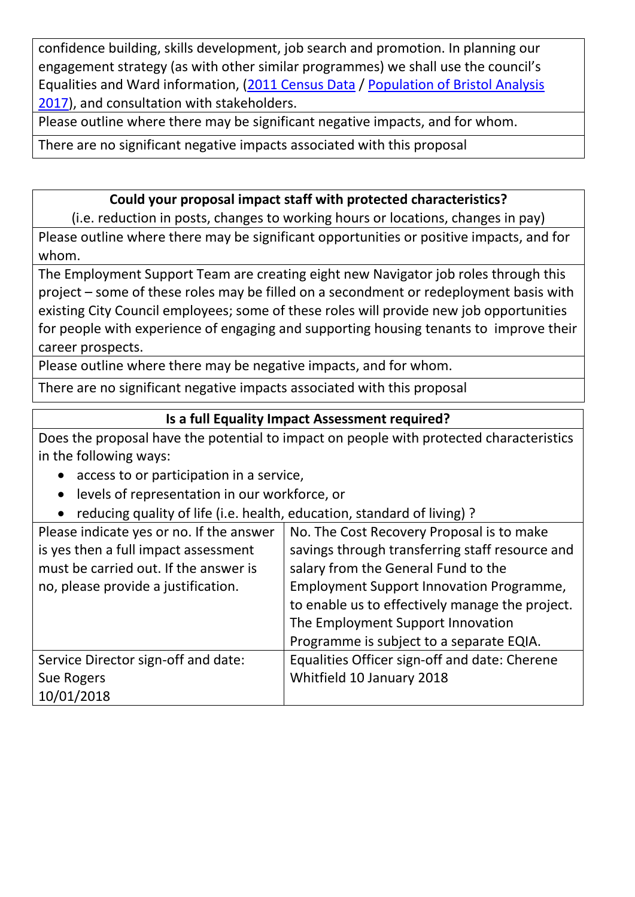| |
|---|
| confidence building, skills development, job search and promotion. In planning our engagement strategy (as with other similar programmes) we shall use the council's Equalities and Ward information, (2011 Census Data / Population of Bristol Analysis 2017), and consultation with stakeholders. |
| Please outline where there may be significant negative impacts, and for whom. |
| There are no significant negative impacts associated with this proposal |

| **Could your proposal impact staff with protected characteristics?** (i.e. reduction in posts, changes to working hours or locations, changes in pay) |
|---|
| Please outline where there may be significant opportunities or positive impacts, and for whom. |
| The Employment Support Team are creating eight new Navigator job roles through this project – some of these roles may be filled on a secondment or redeployment basis with existing City Council employees; some of these roles will provide new job opportunities for people with experience of engaging and supporting housing tenants to improve their career prospects. |
| Please outline where there may be negative impacts, and for whom. |
| There are no significant negative impacts associated with this proposal |

| **Is a full Equality Impact Assessment required?** | |
|---|---|
| Does the proposal have the potential to impact on people with protected characteristics in the following ways:<br>• access to or participation in a service,<br>• levels of representation in our workforce, or<br>• reducing quality of life (i.e. health, education, standard of living) ? | |
| Please indicate yes or no. If the answer is yes then a full impact assessment must be carried out. If the answer is no, please provide a justification. | No. The Cost Recovery Proposal is to make savings through transferring staff resource and salary from the General Fund to the Employment Support Innovation Programme, to enable us to effectively manage the project. The Employment Support Innovation Programme is subject to a separate EQIA. |
| Service Director sign-off and date:<br>Sue Rogers<br>10/01/2018 | Equalities Officer sign-off and date: Cherene Whitfield 10 January 2018 |